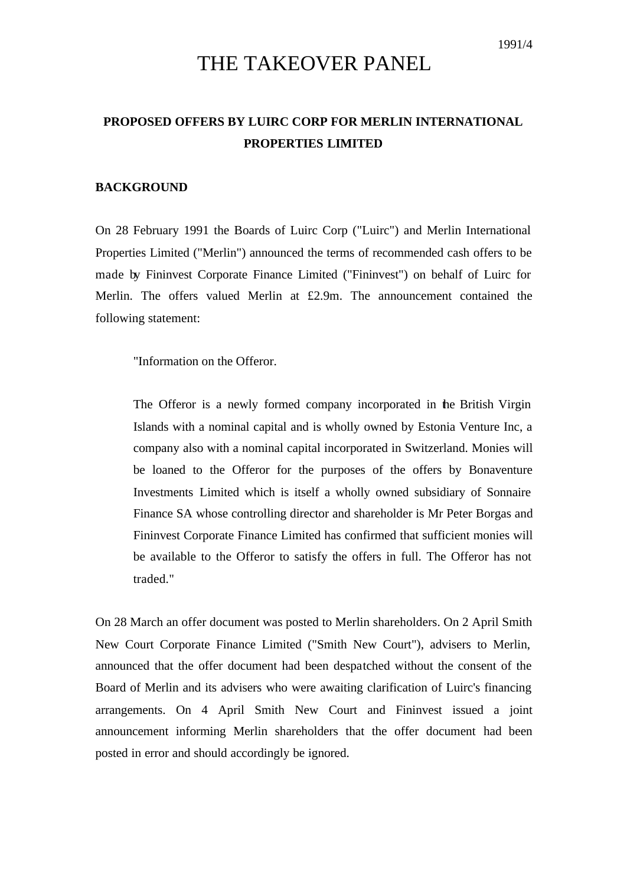1991/4

# THE TAKEOVER PANEL

## PROPOSED OFFERS BY LUIRC CORP FOR MERLIN INTERNATIONAL PROPERTIES LIMITED

### BACKGROUND

On 28 February 1991 the Boards of Luirc Corp ("Luirc") and Merlin International Properties Limited ("Merlin") announced the terms of recommended cash offers to be made by Fininvest Corporate Finance Limited ("Fininvest") on behalf of Luirc for Merlin. The offers valued Merlin at £2.9m. The announcement contained the following statement:

> "Information on the Offeror.
>
> The Offeror is a newly formed company incorporated in the British Virgin Islands with a nominal capital and is wholly owned by Estonia Venture Inc, a company also with a nominal capital incorporated in Switzerland. Monies will be loaned to the Offeror for the purposes of the offers by Bonaventure Investments Limited which is itself a wholly owned subsidiary of Sonnaire Finance SA whose controlling director and shareholder is Mr Peter Borgas and Fininvest Corporate Finance Limited has confirmed that sufficient monies will be available to the Offeror to satisfy the offers in full. The Offeror has not traded."

On 28 March an offer document was posted to Merlin shareholders. On 2 April Smith New Court Corporate Finance Limited ("Smith New Court"), advisers to Merlin, announced that the offer document had been despatched without the consent of the Board of Merlin and its advisers who were awaiting clarification of Luirc's financing arrangements. On 4 April Smith New Court and Fininvest issued a joint announcement informing Merlin shareholders that the offer document had been posted in error and should accordingly be ignored.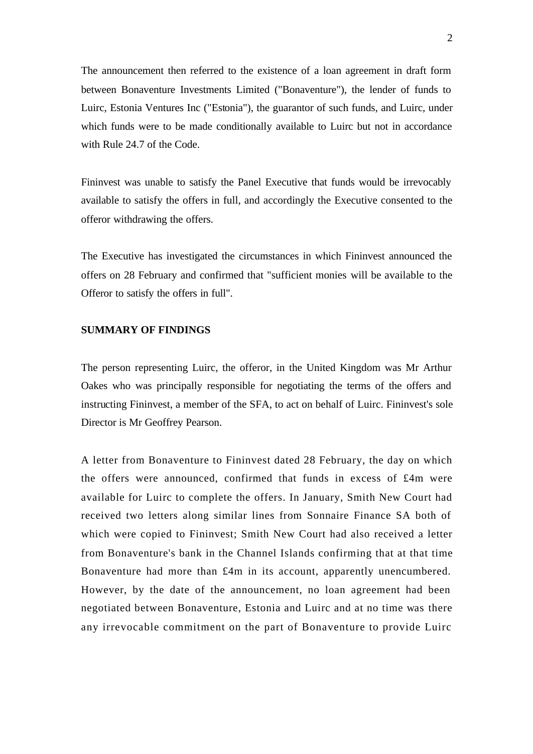The announcement then referred to the existence of a loan agreement in draft form between Bonaventure Investments Limited ("Bonaventure"), the lender of funds to Luirc, Estonia Ventures Inc ("Estonia"), the guarantor of such funds, and Luirc, under which funds were to be made conditionally available to Luirc but not in accordance with Rule 24.7 of the Code.

Fininvest was unable to satisfy the Panel Executive that funds would be irrevocably available to satisfy the offers in full, and accordingly the Executive consented to the offeror withdrawing the offers.

The Executive has investigated the circumstances in which Fininvest announced the offers on 28 February and confirmed that "sufficient monies will be available to the Offeror to satisfy the offers in full".

**SUMMARY OF FINDINGS**

The person representing Luirc, the offeror, in the United Kingdom was Mr Arthur Oakes who was principally responsible for negotiating the terms of the offers and instructing Fininvest, a member of the SFA, to act on behalf of Luirc. Fininvest's sole Director is Mr Geoffrey Pearson.

A letter from Bonaventure to Fininvest dated 28 February, the day on which the offers were announced, confirmed that funds in excess of £4m were available for Luirc to complete the offers. In January, Smith New Court had received two letters along similar lines from Sonnaire Finance SA both of which were copied to Fininvest; Smith New Court had also received a letter from Bonaventure's bank in the Channel Islands confirming that at that time Bonaventure had more than £4m in its account, apparently unencumbered. However, by the date of the announcement, no loan agreement had been negotiated between Bonaventure, Estonia and Luirc and at no time was there any irrevocable commitment on the part of Bonaventure to provide Luirc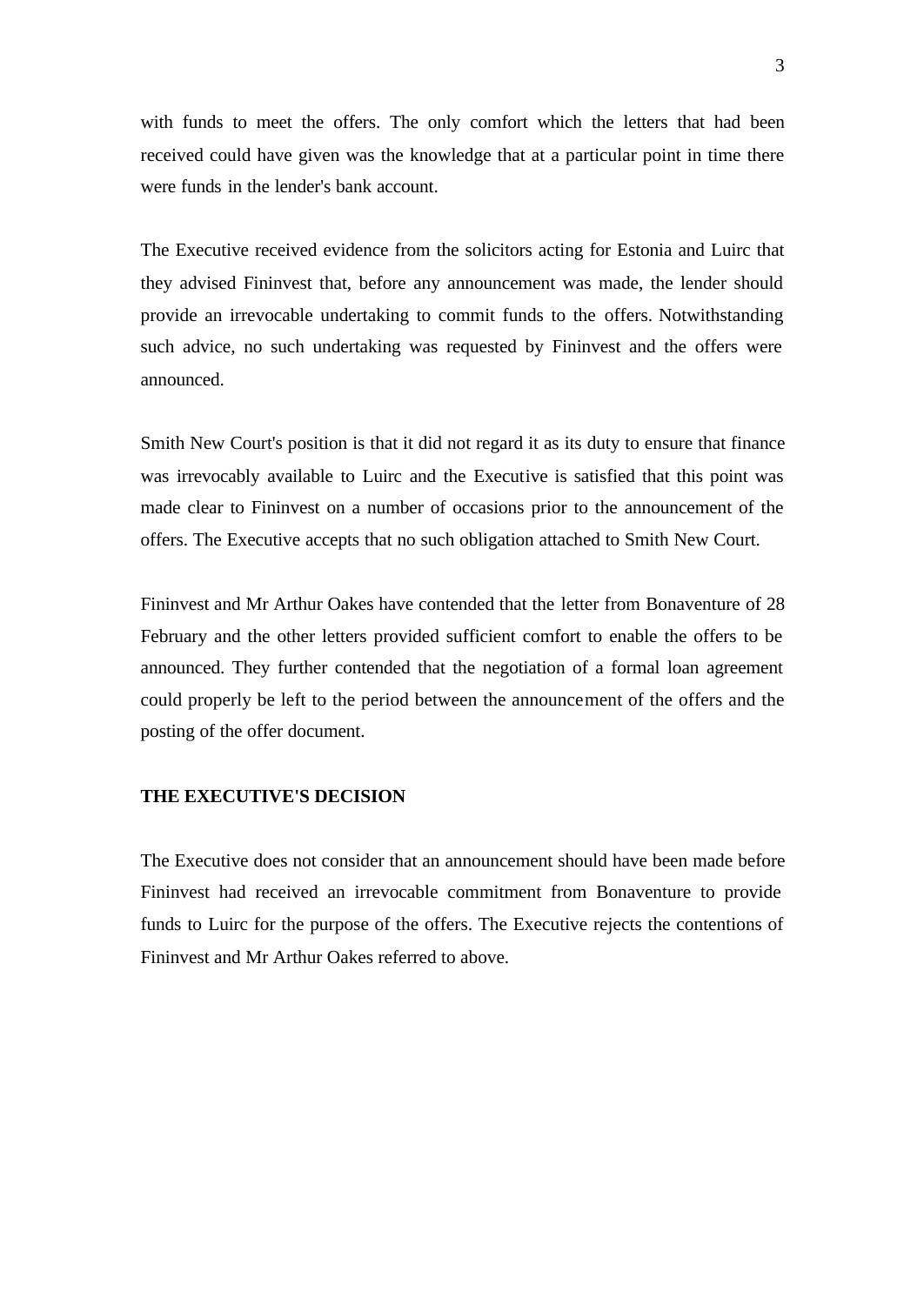with funds to meet the offers. The only comfort which the letters that had been received could have given was the knowledge that at a particular point in time there were funds in the lender's bank account.

The Executive received evidence from the solicitors acting for Estonia and Luirc that they advised Fininvest that, before any announcement was made, the lender should provide an irrevocable undertaking to commit funds to the offers. Notwithstanding such advice, no such undertaking was requested by Fininvest and the offers were announced.

Smith New Court's position is that it did not regard it as its duty to ensure that finance was irrevocably available to Luirc and the Executive is satisfied that this point was made clear to Fininvest on a number of occasions prior to the announcement of the offers. The Executive accepts that no such obligation attached to Smith New Court.

Fininvest and Mr Arthur Oakes have contended that the letter from Bonaventure of 28 February and the other letters provided sufficient comfort to enable the offers to be announced. They further contended that the negotiation of a formal loan agreement could properly be left to the period between the announcement of the offers and the posting of the offer document.

**THE EXECUTIVE'S DECISION**

The Executive does not consider that an announcement should have been made before Fininvest had received an irrevocable commitment from Bonaventure to provide funds to Luirc for the purpose of the offers. The Executive rejects the contentions of Fininvest and Mr Arthur Oakes referred to above.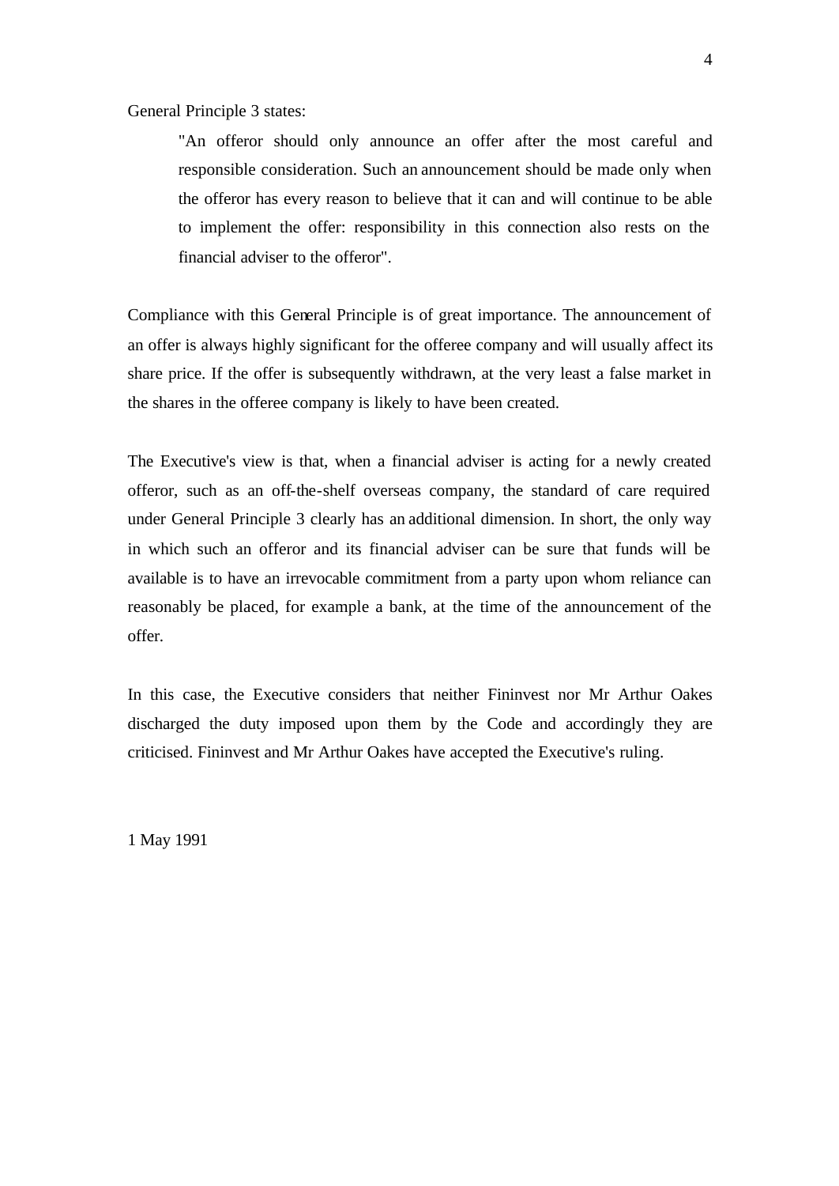General Principle 3 states:

> "An offeror should only announce an offer after the most careful and responsible consideration. Such an announcement should be made only when the offeror has every reason to believe that it can and will continue to be able to implement the offer: responsibility in this connection also rests on the financial adviser to the offeror".

Compliance with this General Principle is of great importance. The announcement of an offer is always highly significant for the offeree company and will usually affect its share price. If the offer is subsequently withdrawn, at the very least a false market in the shares in the offeree company is likely to have been created.

The Executive's view is that, when a financial adviser is acting for a newly created offeror, such as an off-the-shelf overseas company, the standard of care required under General Principle 3 clearly has an additional dimension. In short, the only way in which such an offeror and its financial adviser can be sure that funds will be available is to have an irrevocable commitment from a party upon whom reliance can reasonably be placed, for example a bank, at the time of the announcement of the offer.

In this case, the Executive considers that neither Fininvest nor Mr Arthur Oakes discharged the duty imposed upon them by the Code and accordingly they are criticised. Fininvest and Mr Arthur Oakes have accepted the Executive's ruling.

1 May 1991